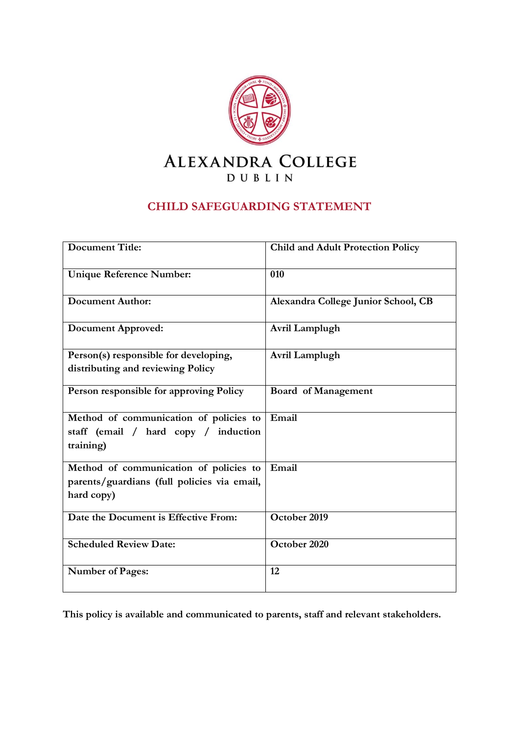# ALEXANDRA COLLEGE
DUBLIN

## CHILD SAFEGUARDING STATEMENT

| | |
|---|---|
| **Document Title:** | **Child and Adult Protection Policy** |
| **Unique Reference Number:** | **010** |
| **Document Author:** | **Alexandra College Junior School, CB** |
| **Document Approved:** | **Avril Lamplugh** |
| **Person(s) responsible for developing, distributing and reviewing Policy** | **Avril Lamplugh** |
| **Person responsible for approving Policy** | **Board of Management** |
| **Method of communication of policies to staff (email / hard copy / induction training)** | **Email** |
| **Method of communication of policies to parents/guardians (full policies via email, hard copy)** | **Email** |
| **Date the Document is Effective From:** | **October 2019** |
| **Scheduled Review Date:** | **October 2020** |
| **Number of Pages:** | **12** |

**This policy is available and communicated to parents, staff and relevant stakeholders.**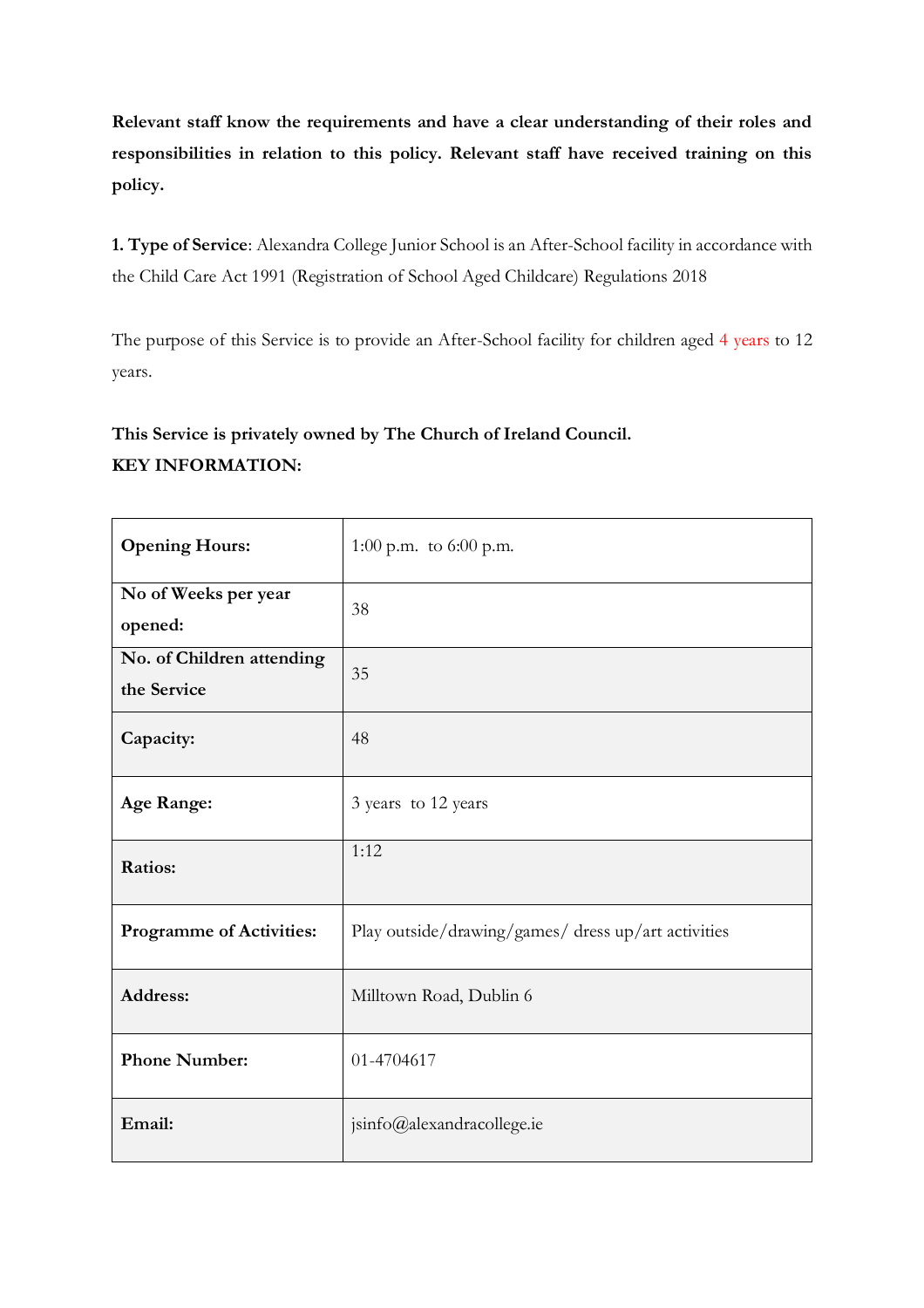**Relevant staff know the requirements and have a clear understanding of their roles and responsibilities in relation to this policy. Relevant staff have received training on this policy.**

**1. Type of Service**: Alexandra College Junior School is an After-School facility in accordance with the Child Care Act 1991 (Registration of School Aged Childcare) Regulations 2018

The purpose of this Service is to provide an After-School facility for children aged 4 years to 12 years.

**This Service is privately owned by The Church of Ireland Council.**

**KEY INFORMATION:**

| | |
|---|---|
| **Opening Hours:** | 1:00 p.m. to 6:00 p.m. |
| **No of Weeks per year opened:** | 38 |
| **No. of Children attending the Service** | 35 |
| **Capacity:** | 48 |
| **Age Range:** | 3 years to 12 years |
| **Ratios:** | 1:12 |
| **Programme of Activities:** | Play outside/drawing/games/ dress up/art activities |
| **Address:** | Milltown Road, Dublin 6 |
| **Phone Number:** | 01-4704617 |
| **Email:** | jsinfo@alexandracollege.ie |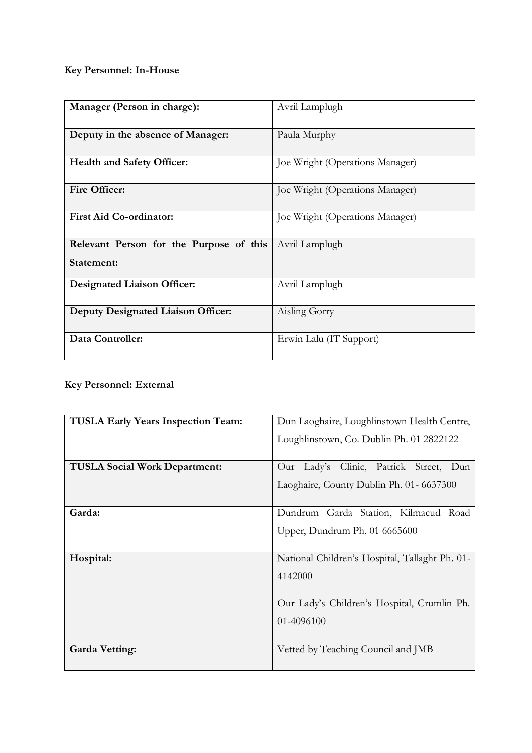**Key Personnel: In-House**

| | |
|---|---|
| **Manager (Person in charge):** | Avril Lamplugh |
| **Deputy in the absence of Manager:** | Paula Murphy |
| **Health and Safety Officer:** | Joe Wright (Operations Manager) |
| **Fire Officer:** | Joe Wright (Operations Manager) |
| **First Aid Co-ordinator:** | Joe Wright (Operations Manager) |
| **Relevant Person for the Purpose of this Statement:** | Avril Lamplugh |
| **Designated Liaison Officer:** | Avril Lamplugh |
| **Deputy Designated Liaison Officer:** | Aisling Gorry |
| **Data Controller:** | Erwin Lalu (IT Support) |

**Key Personnel: External**

| | |
|---|---|
| **TUSLA Early Years Inspection Team:** | Dun Laoghaire, Loughlinstown Health Centre, Loughlinstown, Co. Dublin Ph. 01 2822122 |
| **TUSLA Social Work Department:** | Our Lady's Clinic, Patrick Street, Dun Laoghaire, County Dublin Ph. 01- 6637300 |
| **Garda:** | Dundrum Garda Station, Kilmacud Road Upper, Dundrum Ph. 01 6665600 |
| **Hospital:** | National Children's Hospital, Tallaght Ph. 01-4142000<br><br>Our Lady's Children's Hospital, Crumlin Ph. 01-4096100 |
| **Garda Vetting:** | Vetted by Teaching Council and JMB |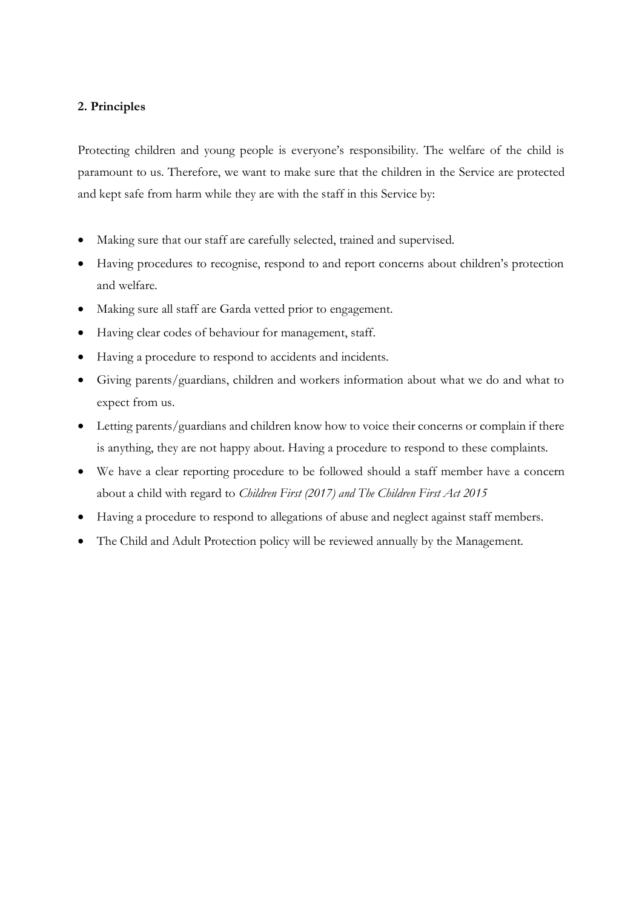## 2. Principles

Protecting children and young people is everyone's responsibility. The welfare of the child is paramount to us. Therefore, we want to make sure that the children in the Service are protected and kept safe from harm while they are with the staff in this Service by:

- Making sure that our staff are carefully selected, trained and supervised.
- Having procedures to recognise, respond to and report concerns about children's protection and welfare.
- Making sure all staff are Garda vetted prior to engagement.
- Having clear codes of behaviour for management, staff.
- Having a procedure to respond to accidents and incidents.
- Giving parents/guardians, children and workers information about what we do and what to expect from us.
- Letting parents/guardians and children know how to voice their concerns or complain if there is anything, they are not happy about. Having a procedure to respond to these complaints.
- We have a clear reporting procedure to be followed should a staff member have a concern about a child with regard to *Children First (2017) and The Children First Act 2015*
- Having a procedure to respond to allegations of abuse and neglect against staff members.
- The Child and Adult Protection policy will be reviewed annually by the Management.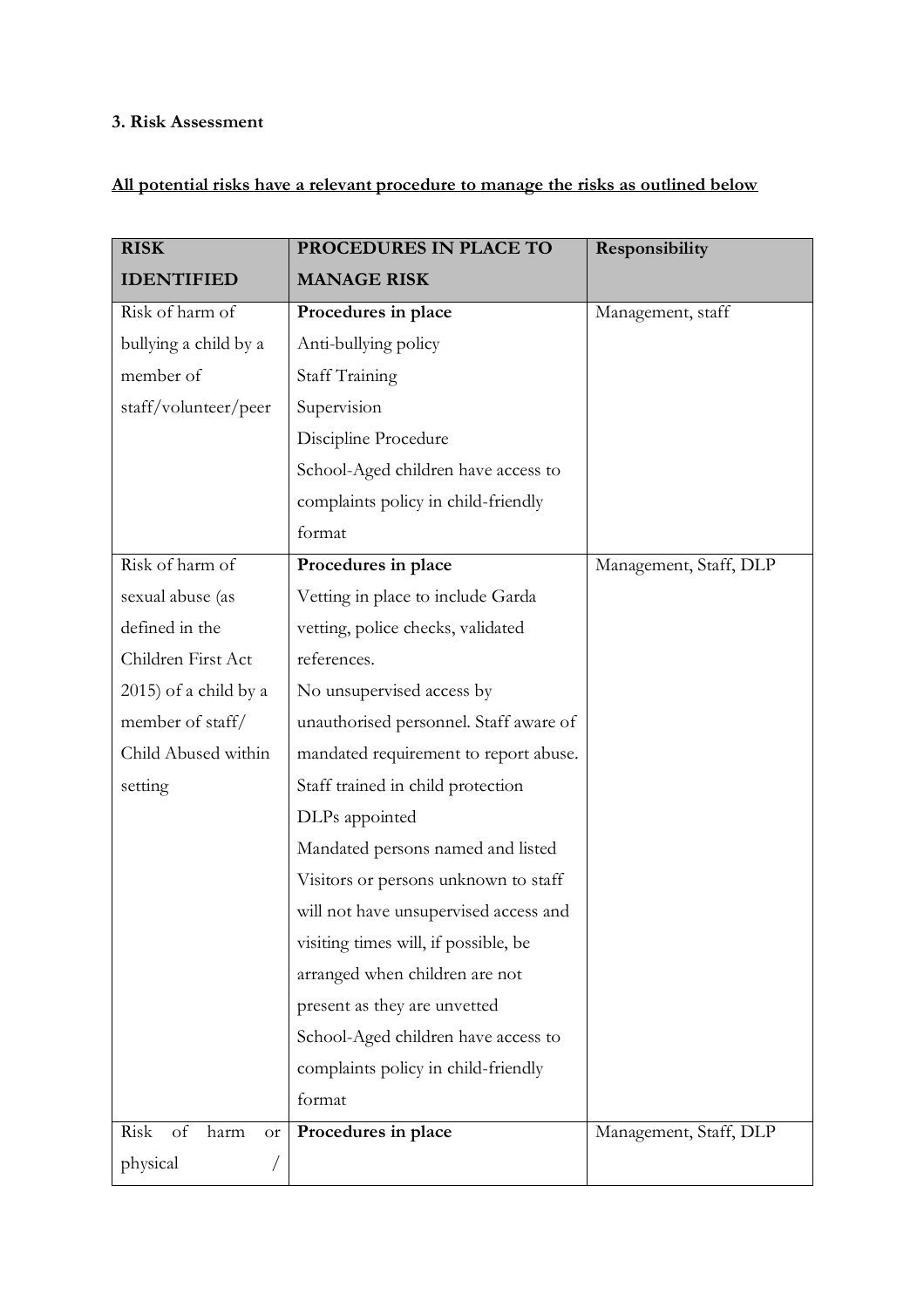**3. Risk Assessment**

**<u>All potential risks have a relevant procedure to manage the risks as outlined below</u>**

| RISK IDENTIFIED | PROCEDURES IN PLACE TO MANAGE RISK | Responsibility |
|---|---|---|
| Risk of harm of bullying a child by a member of staff/volunteer/peer | **Procedures in place**<br>Anti-bullying policy<br>Staff Training<br>Supervision<br>Discipline Procedure<br>School-Aged children have access to complaints policy in child-friendly format | Management, staff |
| Risk of harm of sexual abuse (as defined in the Children First Act 2015) of a child by a member of staff/ Child Abused within setting | **Procedures in place**<br>Vetting in place to include Garda vetting, police checks, validated references.<br>No unsupervised access by unauthorised personnel. Staff aware of mandated requirement to report abuse.<br>Staff trained in child protection<br>DLPs appointed<br>Mandated persons named and listed<br>Visitors or persons unknown to staff will not have unsupervised access and visiting times will, if possible, be arranged when children are not present as they are unvetted<br>School-Aged children have access to complaints policy in child-friendly format | Management, Staff, DLP |
| Risk of harm or physical / | **Procedures in place** | Management, Staff, DLP |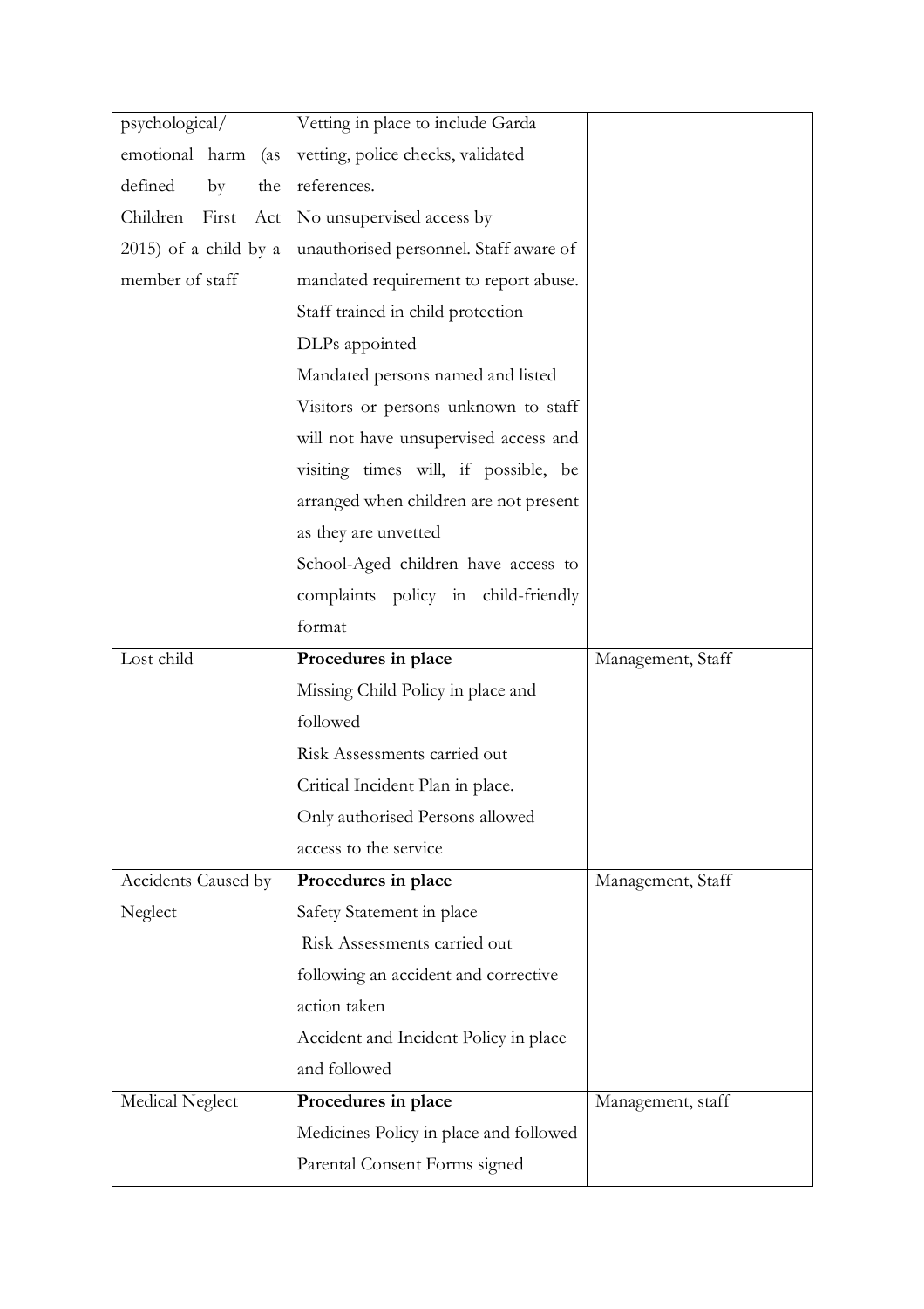| psychological/ emotional harm (as defined by the Children First Act 2015) of a child by a member of staff | Vetting in place to include Garda vetting, police checks, validated references.<br>No unsupervised access by unauthorised personnel. Staff aware of mandated requirement to report abuse.<br>Staff trained in child protection<br>DLPs appointed<br>Mandated persons named and listed<br>Visitors or persons unknown to staff will not have unsupervised access and visiting times will, if possible, be arranged when children are not present as they are unvetted<br>School-Aged children have access to complaints policy in child-friendly format | |
|---|---|---|
| Lost child | **Procedures in place**<br>Missing Child Policy in place and followed<br>Risk Assessments carried out<br>Critical Incident Plan in place.<br>Only authorised Persons allowed access to the service | Management, Staff |
| Accidents Caused by Neglect | **Procedures in place**<br>Safety Statement in place<br>Risk Assessments carried out following an accident and corrective action taken<br>Accident and Incident Policy in place and followed | Management, Staff |
| Medical Neglect | **Procedures in place**<br>Medicines Policy in place and followed<br>Parental Consent Forms signed | Management, staff |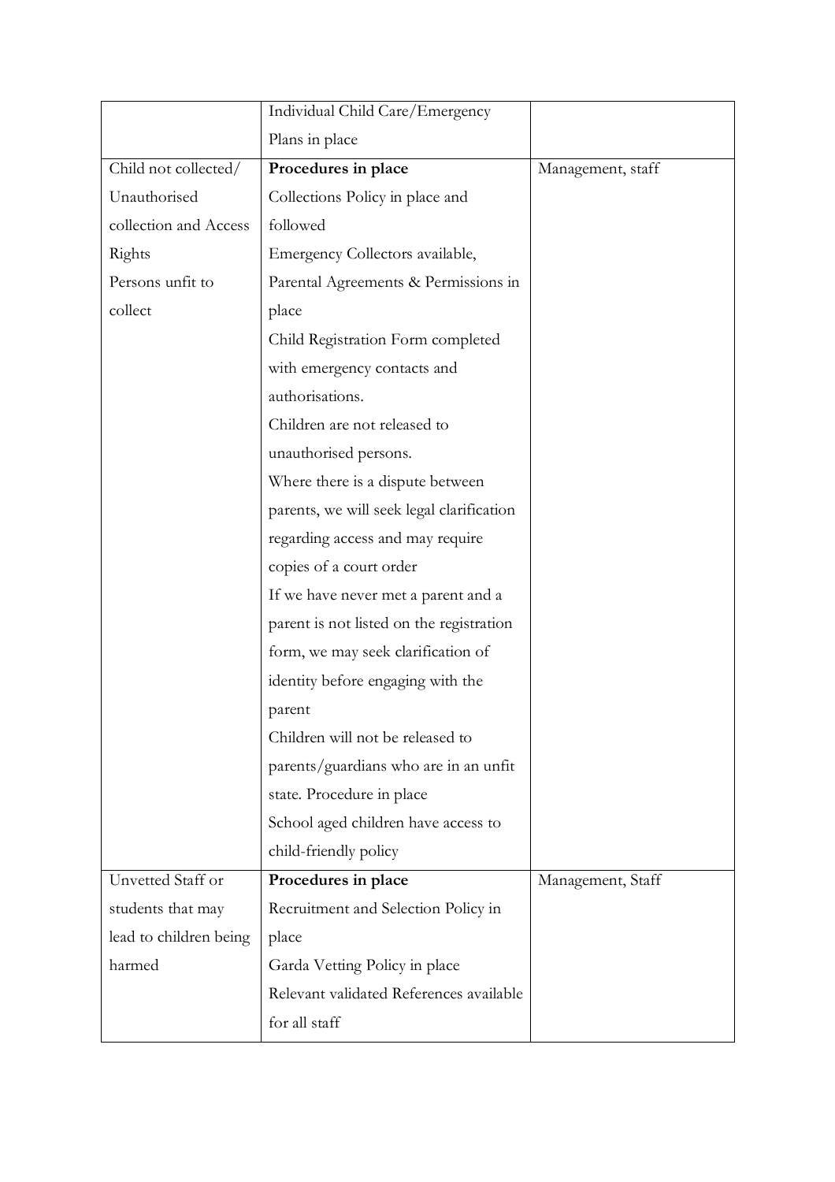| | | |
|---|---|---|
| | Individual Child Care/Emergency Plans in place | |
| Child not collected/ Unauthorised collection and Access Rights Persons unfit to collect | **Procedures in place** Collections Policy in place and followed Emergency Collectors available, Parental Agreements & Permissions in place Child Registration Form completed with emergency contacts and authorisations. Children are not released to unauthorised persons. Where there is a dispute between parents, we will seek legal clarification regarding access and may require copies of a court order If we have never met a parent and a parent is not listed on the registration form, we may seek clarification of identity before engaging with the parent Children will not be released to parents/guardians who are in an unfit state. Procedure in place School aged children have access to child-friendly policy | Management, staff |
| Unvetted Staff or students that may lead to children being harmed | **Procedures in place** Recruitment and Selection Policy in place Garda Vetting Policy in place Relevant validated References available for all staff | Management, Staff |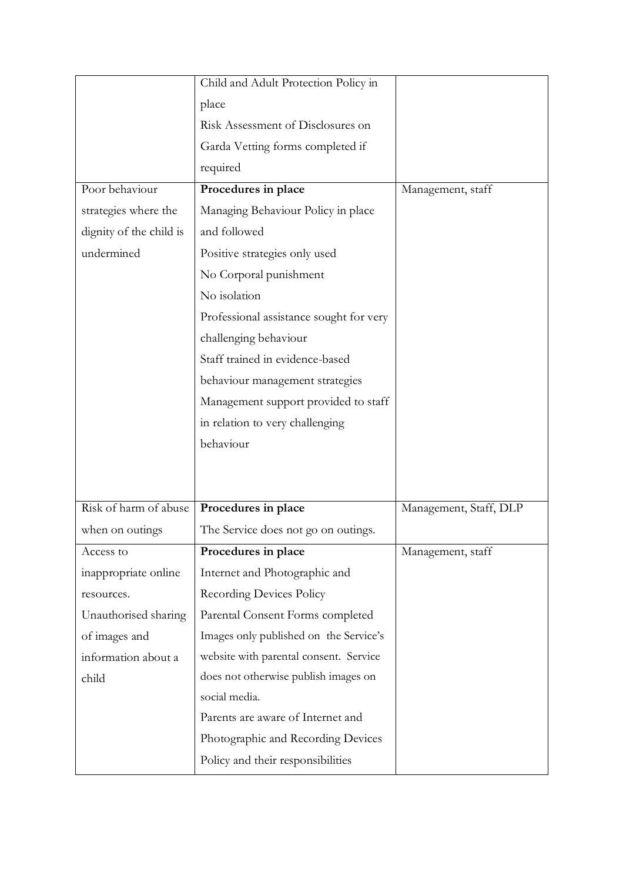| | | |
|---|---|---|
| | Child and Adult Protection Policy in place<br>Risk Assessment of Disclosures on Garda Vetting forms completed if required | |
| Poor behaviour strategies where the dignity of the child is undermined | **Procedures in place**<br>Managing Behaviour Policy in place and followed<br>Positive strategies only used<br>No Corporal punishment<br>No isolation<br>Professional assistance sought for very challenging behaviour<br>Staff trained in evidence-based behaviour management strategies<br>Management support provided to staff in relation to very challenging behaviour | Management, staff |
| Risk of harm of abuse when on outings | **Procedures in place**<br>The Service does not go on outings. | Management, Staff, DLP |
| Access to inappropriate online resources.<br>Unauthorised sharing of images and information about a child | **Procedures in place**<br>Internet and Photographic and Recording Devices Policy<br>Parental Consent Forms completed<br>Images only published on the Service's website with parental consent. Service does not otherwise publish images on social media.<br>Parents are aware of Internet and Photographic and Recording Devices Policy and their responsibilities | Management, staff |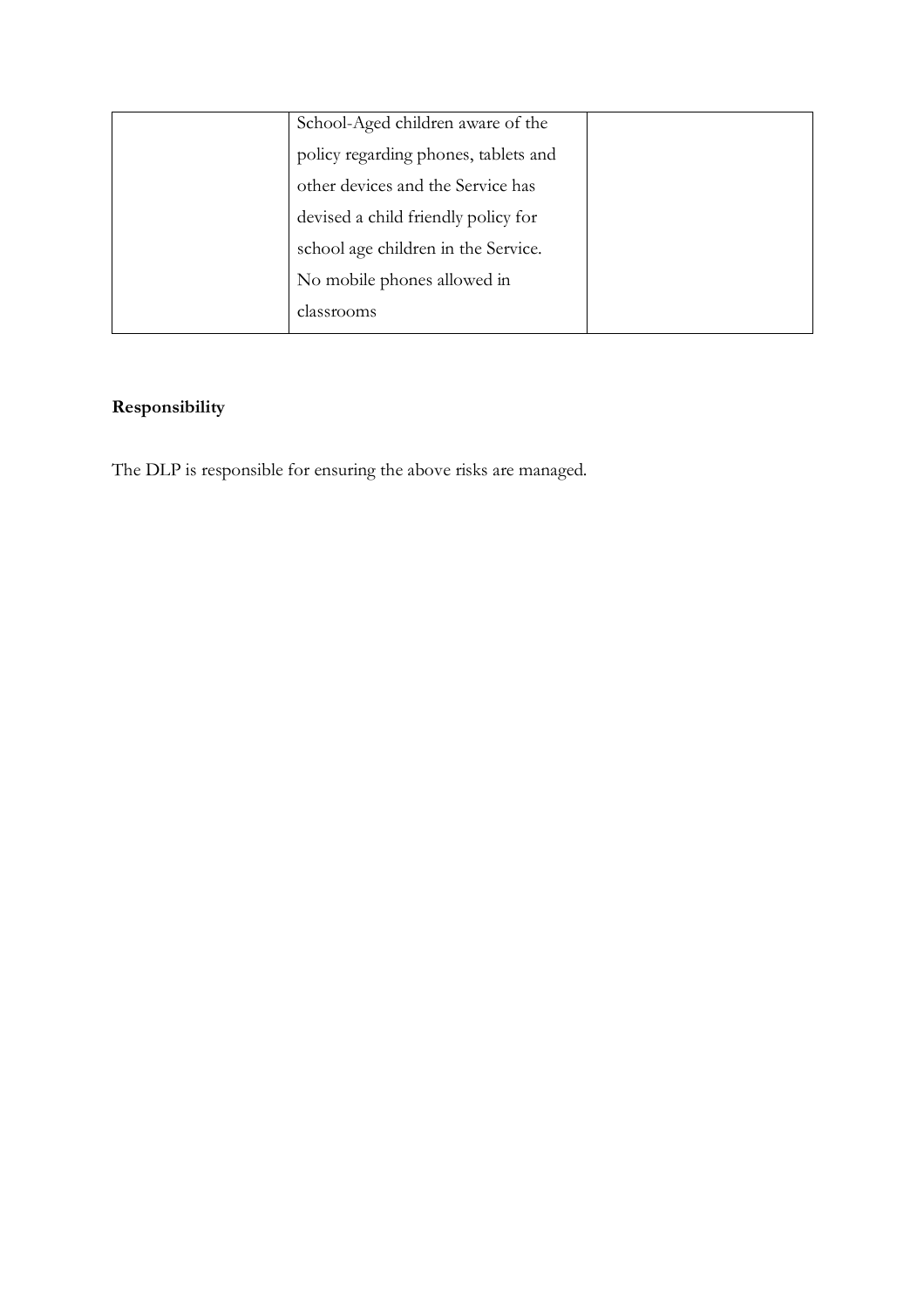|  |  |  |
|---|---|---|
|  | School-Aged children aware of the policy regarding phones, tablets and other devices and the Service has devised a child friendly policy for school age children in the Service. No mobile phones allowed in classrooms |  |

**Responsibility**

The DLP is responsible for ensuring the above risks are managed.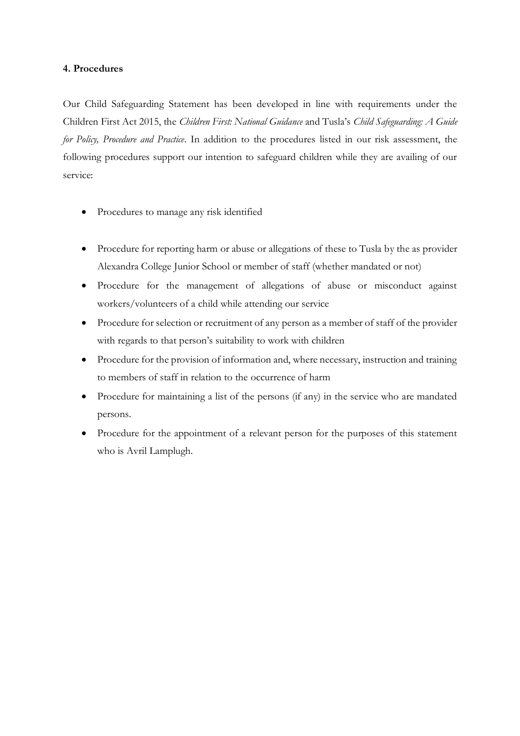**4. Procedures**

Our Child Safeguarding Statement has been developed in line with requirements under the Children First Act 2015, the *Children First: National Guidance* and Tusla's *Child Safeguarding: A Guide for Policy, Procedure and Practice*. In addition to the procedures listed in our risk assessment, the following procedures support our intention to safeguard children while they are availing of our service:

- Procedures to manage any risk identified
- Procedure for reporting harm or abuse or allegations of these to Tusla by the as provider Alexandra College Junior School or member of staff (whether mandated or not)
- Procedure for the management of allegations of abuse or misconduct against workers/volunteers of a child while attending our service
- Procedure for selection or recruitment of any person as a member of staff of the provider with regards to that person's suitability to work with children
- Procedure for the provision of information and, where necessary, instruction and training to members of staff in relation to the occurrence of harm
- Procedure for maintaining a list of the persons (if any) in the service who are mandated persons.
- Procedure for the appointment of a relevant person for the purposes of this statement who is Avril Lamplugh.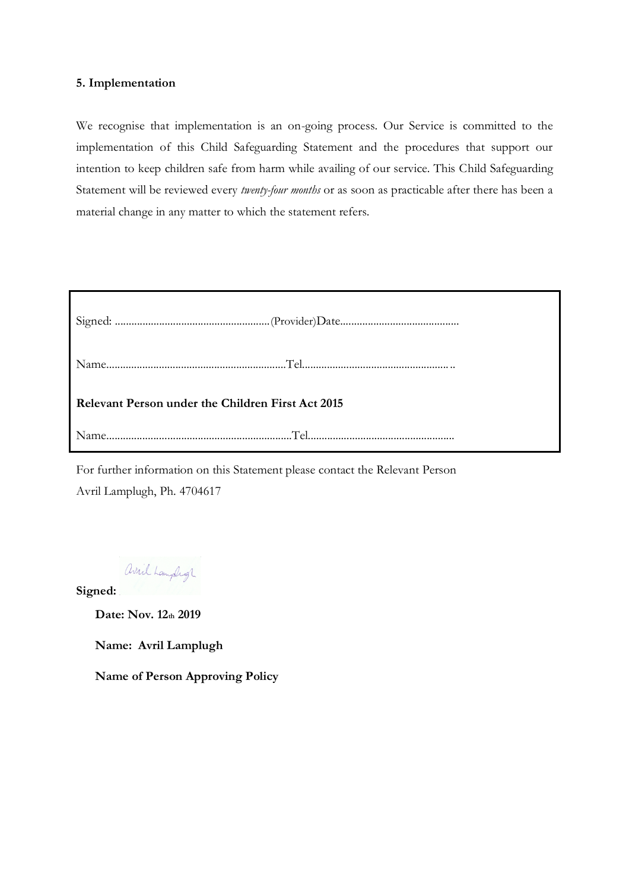**5. Implementation**

We recognise that implementation is an on-going process. Our Service is committed to the implementation of this Child Safeguarding Statement and the procedures that support our intention to keep children safe from harm while availing of our service. This Child Safeguarding Statement will be reviewed every *twenty-four months* or as soon as practicable after there has been a material change in any matter to which the statement refers.

Signed: ........................................................(Provider)Date...........................................

Name.................................................................Tel.....................................................

**Relevant Person under the Children First Act 2015**

Name...................................................................Tel....................................................

For further information on this Statement please contact the Relevant Person
Avril Lamplugh, Ph. 4704617

**Signed:** Avril Lamplugh

**Date: Nov. 12th 2019**

**Name: Avril Lamplugh**

**Name of Person Approving Policy**